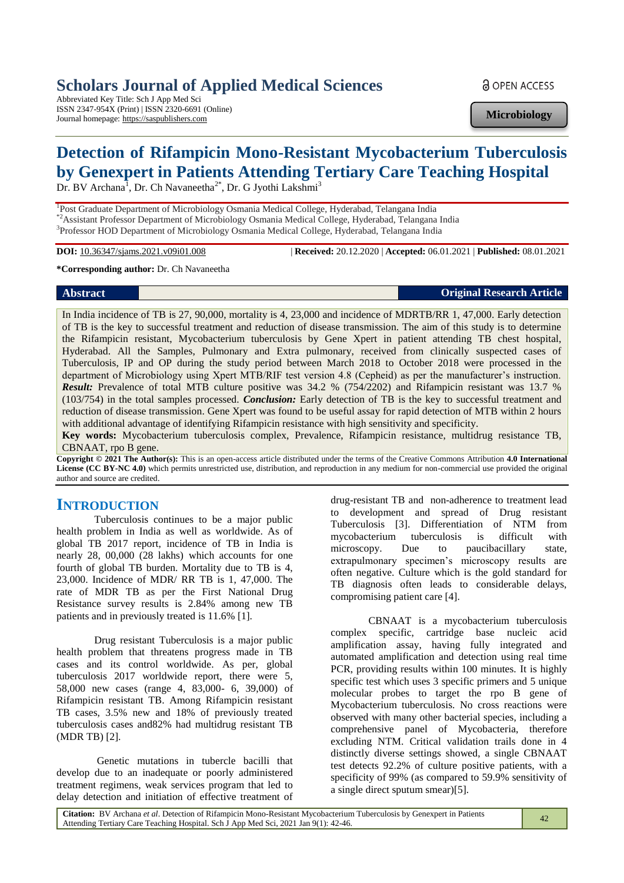# Scholars Journal of Applied Medical Sciences

Abbreviated Key Title: Sch J App Med Sci
ISSN 2347-954X (Print) | ISSN 2320-6691 (Online)
Journal homepage: https://saspublishers.com

OPEN ACCESS

**Microbiology**

# Detection of Rifampicin Mono-Resistant Mycobacterium Tuberculosis by Genexpert in Patients Attending Tertiary Care Teaching Hospital

Dr. BV Archana[1], Dr. Ch Navaneetha[2*], Dr. G Jyothi Lakshmi[3]

[1]Post Graduate Department of Microbiology Osmania Medical College, Hyderabad, Telangana India
[*2]Assistant Professor Department of Microbiology Osmania Medical College, Hyderabad, Telangana India
[3]Professor HOD Department of Microbiology Osmania Medical College, Hyderabad, Telangana India

**DOI:** 10.36347/sjams.2021.v09i01.008 | **Received:** 20.12.2020 | **Accepted:** 06.01.2021 | **Published:** 08.01.2021

**\*Corresponding author:** Dr. Ch Navaneetha

**Abstract** **Original Research Article**

In India incidence of TB is 27, 90,000, mortality is 4, 23,000 and incidence of MDRTB/RR 1, 47,000. Early detection of TB is the key to successful treatment and reduction of disease transmission. The aim of this study is to determine the Rifampicin resistant, Mycobacterium tuberculosis by Gene Xpert in patient attending TB chest hospital, Hyderabad. All the Samples, Pulmonary and Extra pulmonary, received from clinically suspected cases of Tuberculosis, IP and OP during the study period between March 2018 to October 2018 were processed in the department of Microbiology using Xpert MTB/RIF test version 4.8 (Cepheid) as per the manufacturer's instruction. ***Result:*** Prevalence of total MTB culture positive was 34.2 % (754/2202) and Rifampicin resistant was 13.7 % (103/754) in the total samples processed. ***Conclusion:*** Early detection of TB is the key to successful treatment and reduction of disease transmission. Gene Xpert was found to be useful assay for rapid detection of MTB within 2 hours with additional advantage of identifying Rifampicin resistance with high sensitivity and specificity.

**Key words:** Mycobacterium tuberculosis complex, Prevalence, Rifampicin resistance, multidrug resistance TB, CBNAAT, rpo B gene.

**Copyright © 2021 The Author(s):** This is an open-access article distributed under the terms of the Creative Commons Attribution **4.0 International License (CC BY-NC 4.0)** which permits unrestricted use, distribution, and reproduction in any medium for non-commercial use provided the original author and source are credited.

## INTRODUCTION

Tuberculosis continues to be a major public health problem in India as well as worldwide. As of global TB 2017 report, incidence of TB in India is nearly 28, 00,000 (28 lakhs) which accounts for one fourth of global TB burden. Mortality due to TB is 4, 23,000. Incidence of MDR/ RR TB is 1, 47,000. The rate of MDR TB as per the First National Drug Resistance survey results is 2.84% among new TB patients and in previously treated is 11.6% [1].

Drug resistant Tuberculosis is a major public health problem that threatens progress made in TB cases and its control worldwide. As per, global tuberculosis 2017 worldwide report, there were 5, 58,000 new cases (range 4, 83,000- 6, 39,000) of Rifampicin resistant TB. Among Rifampicin resistant TB cases, 3.5% new and 18% of previously treated tuberculosis cases and82% had multidrug resistant TB (MDR TB) [2].

Genetic mutations in tubercle bacilli that develop due to an inadequate or poorly administered treatment regimens, weak services program that led to delay detection and initiation of effective treatment of drug-resistant TB and non-adherence to treatment lead to development and spread of Drug resistant Tuberculosis [3]. Differentiation of NTM from mycobacterium tuberculosis is difficult with microscopy. Due to paucibacillary state, extrapulmonary specimen's microscopy results are often negative. Culture which is the gold standard for TB diagnosis often leads to considerable delays, compromising patient care [4].

CBNAAT is a mycobacterium tuberculosis complex specific, cartridge base nucleic acid amplification assay, having fully integrated and automated amplification and detection using real time PCR, providing results within 100 minutes. It is highly specific test which uses 3 specific primers and 5 unique molecular probes to target the rpo B gene of Mycobacterium tuberculosis. No cross reactions were observed with many other bacterial species, including a comprehensive panel of Mycobacteria, therefore excluding NTM. Critical validation trails done in 4 distinctly diverse settings showed, a single CBNAAT test detects 92.2% of culture positive patients, with a specificity of 99% (as compared to 59.9% sensitivity of a single direct sputum smear)[5].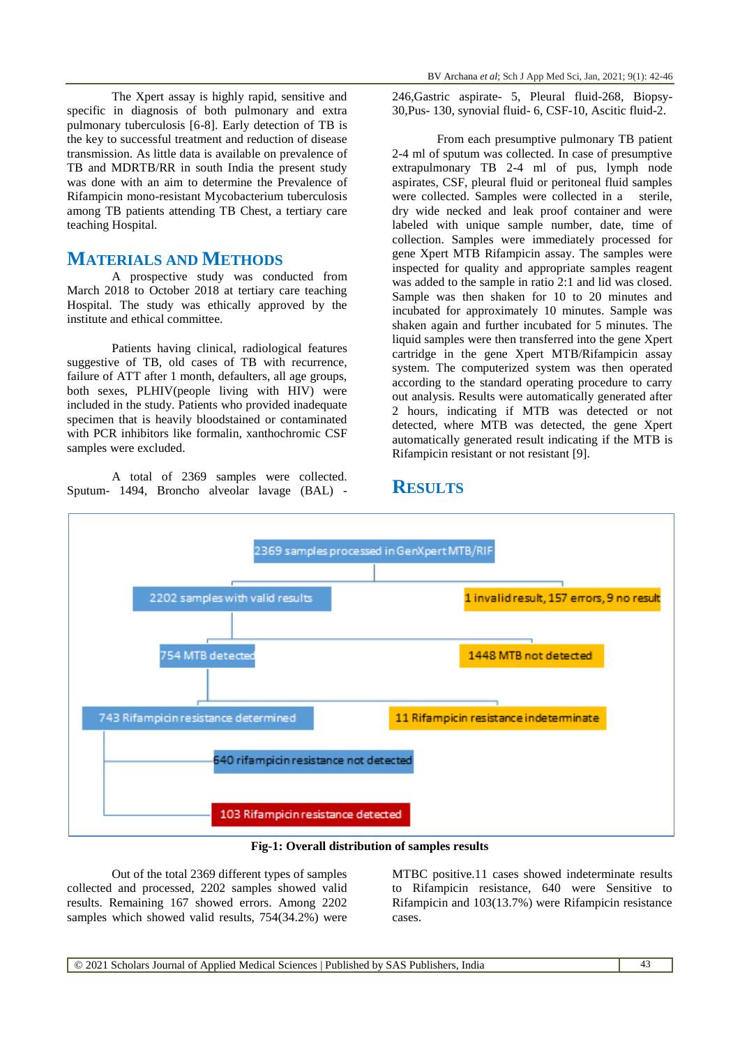The Xpert assay is highly rapid, sensitive and specific in diagnosis of both pulmonary and extra pulmonary tuberculosis [6-8]. Early detection of TB is the key to successful treatment and reduction of disease transmission. As little data is available on prevalence of TB and MDRTB/RR in south India the present study was done with an aim to determine the Prevalence of Rifampicin mono-resistant Mycobacterium tuberculosis among TB patients attending TB Chest, a tertiary care teaching Hospital.

## MATERIALS AND METHODS

A prospective study was conducted from March 2018 to October 2018 at tertiary care teaching Hospital. The study was ethically approved by the institute and ethical committee.

Patients having clinical, radiological features suggestive of TB, old cases of TB with recurrence, failure of ATT after 1 month, defaulters, all age groups, both sexes, PLHIV(people living with HIV) were included in the study. Patients who provided inadequate specimen that is heavily bloodstained or contaminated with PCR inhibitors like formalin, xanthochromic CSF samples were excluded.

A total of 2369 samples were collected. Sputum- 1494, Broncho alveolar lavage (BAL) - 246,Gastric aspirate- 5, Pleural fluid-268, Biopsy-30,Pus- 130, synovial fluid- 6, CSF-10, Ascitic fluid-2.

From each presumptive pulmonary TB patient 2-4 ml of sputum was collected. In case of presumptive extrapulmonary TB 2-4 ml of pus, lymph node aspirates, CSF, pleural fluid or peritoneal fluid samples were collected. Samples were collected in a sterile, dry wide necked and leak proof container and were labeled with unique sample number, date, time of collection. Samples were immediately processed for gene Xpert MTB Rifampicin assay. The samples were inspected for quality and appropriate samples reagent was added to the sample in ratio 2:1 and lid was closed. Sample was then shaken for 10 to 20 minutes and incubated for approximately 10 minutes. Sample was shaken again and further incubated for 5 minutes. The liquid samples were then transferred into the gene Xpert cartridge in the gene Xpert MTB/Rifampicin assay system. The computerized system was then operated according to the standard operating procedure to carry out analysis. Results were automatically generated after 2 hours, indicating if MTB was detected or not detected, where MTB was detected, the gene Xpert automatically generated result indicating if the MTB is Rifampicin resistant or not resistant [9].

## RESULTS

- 2369 samples processed in GenXpert MTB/RIF
  - 2202 samples with valid results
    - 754 MTB detected
      - 743 Rifampicin resistance determined
        - 640 rifampicin resistance not detected
        - 103 Rifampicin resistance detected
      - 11 Rifampicin resistance indeterminate
    - 1448 MTB not detected
  - 1 invalid result, 157 errors, 9 no result

**Fig-1: Overall distribution of samples results**

Out of the total 2369 different types of samples collected and processed, 2202 samples showed valid results. Remaining 167 showed errors. Among 2202 samples which showed valid results, 754(34.2%) were MTBC positive.11 cases showed indeterminate results to Rifampicin resistance, 640 were Sensitive to Rifampicin and 103(13.7%) were Rifampicin resistance cases.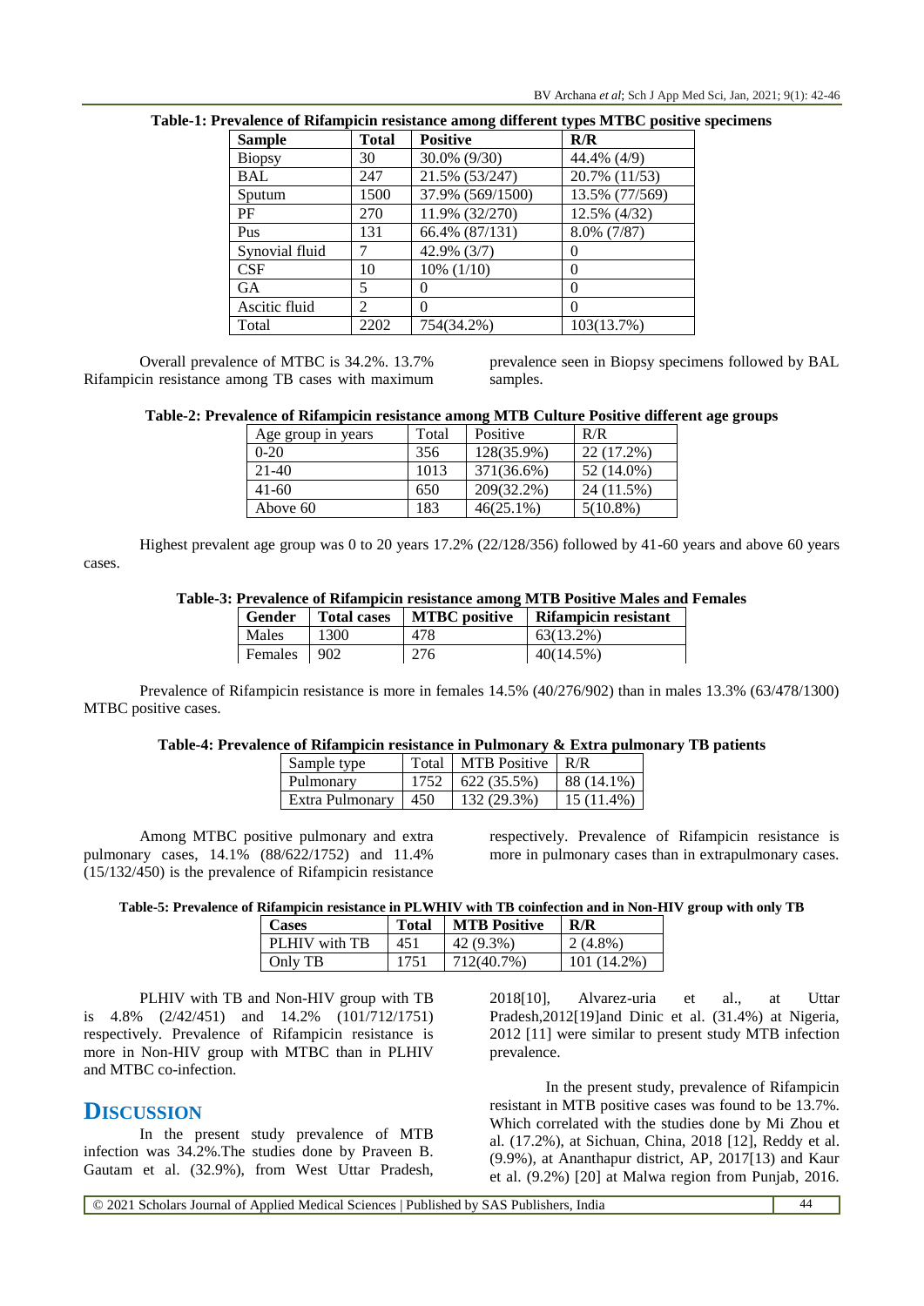**Table-1: Prevalence of Rifampicin resistance among different types MTBC positive specimens**

| Sample | Total | Positive | R/R |
|---|---|---|---|
| Biopsy | 30 | 30.0% (9/30) | 44.4% (4/9) |
| BAL | 247 | 21.5% (53/247) | 20.7% (11/53) |
| Sputum | 1500 | 37.9% (569/1500) | 13.5% (77/569) |
| PF | 270 | 11.9% (32/270) | 12.5% (4/32) |
| Pus | 131 | 66.4% (87/131) | 8.0% (7/87) |
| Synovial fluid | 7 | 42.9% (3/7) | 0 |
| CSF | 10 | 10% (1/10) | 0 |
| GA | 5 | 0 | 0 |
| Ascitic fluid | 2 | 0 | 0 |
| Total | 2202 | 754(34.2%) | 103(13.7%) |

Overall prevalence of MTBC is 34.2%. 13.7% Rifampicin resistance among TB cases with maximum prevalence seen in Biopsy specimens followed by BAL samples.

**Table-2: Prevalence of Rifampicin resistance among MTB Culture Positive different age groups**

| Age group in years | Total | Positive | R/R |
|---|---|---|---|
| 0-20 | 356 | 128(35.9%) | 22 (17.2%) |
| 21-40 | 1013 | 371(36.6%) | 52 (14.0%) |
| 41-60 | 650 | 209(32.2%) | 24 (11.5%) |
| Above 60 | 183 | 46(25.1%) | 5(10.8%) |

Highest prevalent age group was 0 to 20 years 17.2% (22/128/356) followed by 41-60 years and above 60 years cases.

**Table-3: Prevalence of Rifampicin resistance among MTB Positive Males and Females**

| Gender | Total cases | MTBC positive | Rifampicin resistant |
|---|---|---|---|
| Males | 1300 | 478 | 63(13.2%) |
| Females | 902 | 276 | 40(14.5%) |

Prevalence of Rifampicin resistance is more in females 14.5% (40/276/902) than in males 13.3% (63/478/1300) MTBC positive cases.

**Table-4: Prevalence of Rifampicin resistance in Pulmonary & Extra pulmonary TB patients**

| Sample type | Total | MTB Positive | R/R |
|---|---|---|---|
| Pulmonary | 1752 | 622 (35.5%) | 88 (14.1%) |
| Extra Pulmonary | 450 | 132 (29.3%) | 15 (11.4%) |

Among MTBC positive pulmonary and extra pulmonary cases, 14.1% (88/622/1752) and 11.4% (15/132/450) is the prevalence of Rifampicin resistance respectively. Prevalence of Rifampicin resistance is more in pulmonary cases than in extrapulmonary cases.

**Table-5: Prevalence of Rifampicin resistance in PLWHIV with TB coinfection and in Non-HIV group with only TB**

| Cases | Total | MTB Positive | R/R |
|---|---|---|---|
| PLHIV with TB | 451 | 42 (9.3%) | 2 (4.8%) |
| Only TB | 1751 | 712(40.7%) | 101 (14.2%) |

PLHIV with TB and Non-HIV group with TB is 4.8% (2/42/451) and 14.2% (101/712/1751) respectively. Prevalence of Rifampicin resistance is more in Non-HIV group with MTBC than in PLHIV and MTBC co-infection.

## DISCUSSION

In the present study prevalence of MTB infection was 34.2%.The studies done by Praveen B. Gautam et al. (32.9%), from West Uttar Pradesh, 2018[10], Alvarez-uria et al., at Uttar Pradesh,2012[19]and Dinic et al. (31.4%) at Nigeria, 2012 [11] were similar to present study MTB infection prevalence.

In the present study, prevalence of Rifampicin resistant in MTB positive cases was found to be 13.7%. Which correlated with the studies done by Mi Zhou et al. (17.2%), at Sichuan, China, 2018 [12], Reddy et al. (9.9%), at Ananthapur district, AP, 2017[13) and Kaur et al. (9.2%) [20] at Malwa region from Punjab, 2016.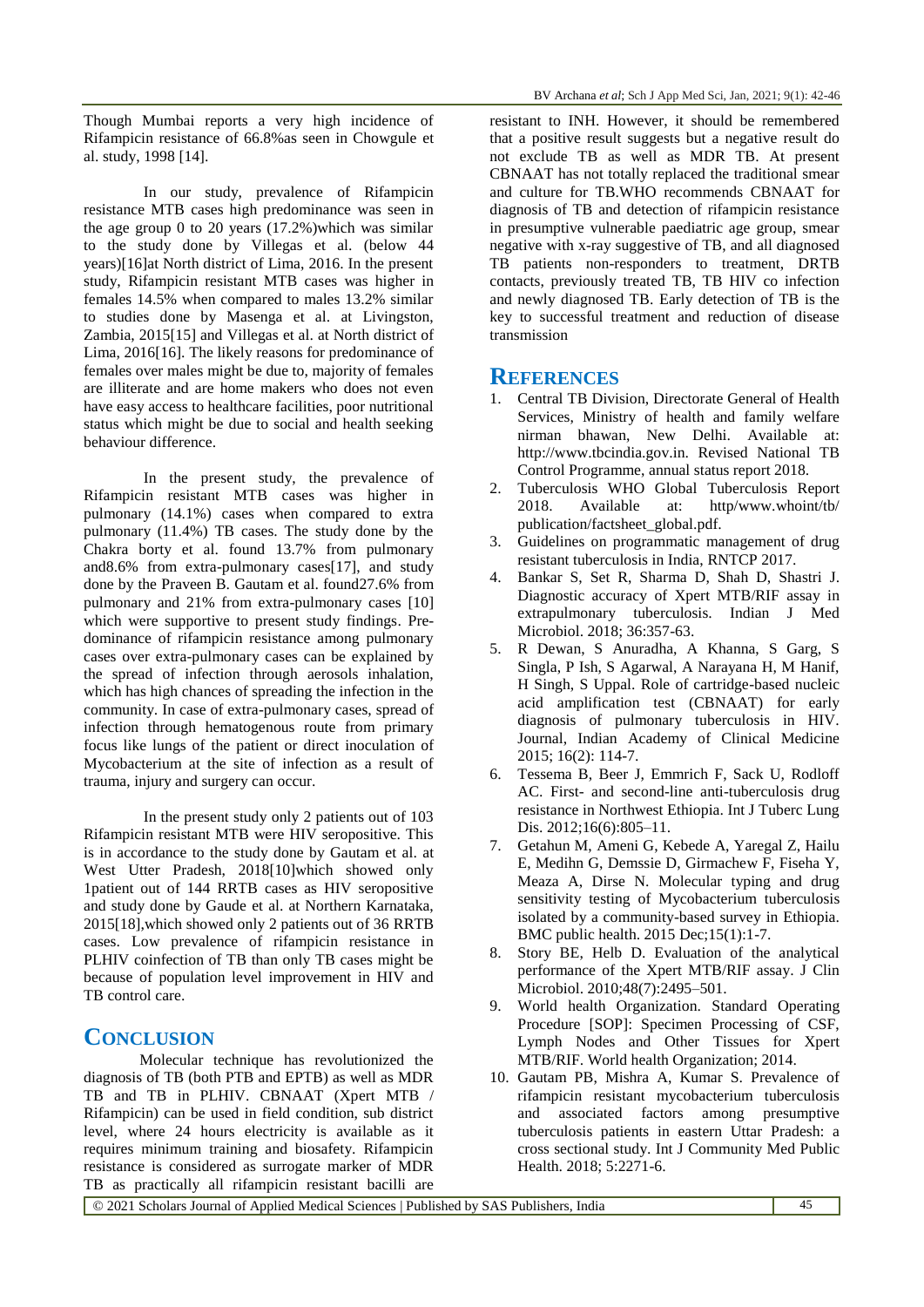Though Mumbai reports a very high incidence of Rifampicin resistance of 66.8%as seen in Chowgule et al. study, 1998 [14].

In our study, prevalence of Rifampicin resistance MTB cases high predominance was seen in the age group 0 to 20 years (17.2%)which was similar to the study done by Villegas et al. (below 44 years)[16]at North district of Lima, 2016. In the present study, Rifampicin resistant MTB cases was higher in females 14.5% when compared to males 13.2% similar to studies done by Masenga et al. at Livingston, Zambia, 2015[15] and Villegas et al. at North district of Lima, 2016[16]. The likely reasons for predominance of females over males might be due to, majority of females are illiterate and are home makers who does not even have easy access to healthcare facilities, poor nutritional status which might be due to social and health seeking behaviour difference.

In the present study, the prevalence of Rifampicin resistant MTB cases was higher in pulmonary (14.1%) cases when compared to extra pulmonary (11.4%) TB cases. The study done by the Chakra borty et al. found 13.7% from pulmonary and8.6% from extra-pulmonary cases[17], and study done by the Praveen B. Gautam et al. found27.6% from pulmonary and 21% from extra-pulmonary cases [10] which were supportive to present study findings. Predominance of rifampicin resistance among pulmonary cases over extra-pulmonary cases can be explained by the spread of infection through aerosols inhalation, which has high chances of spreading the infection in the community. In case of extra-pulmonary cases, spread of infection through hematogenous route from primary focus like lungs of the patient or direct inoculation of Mycobacterium at the site of infection as a result of trauma, injury and surgery can occur.

In the present study only 2 patients out of 103 Rifampicin resistant MTB were HIV seropositive. This is in accordance to the study done by Gautam et al. at West Utter Pradesh, 2018[10]which showed only 1patient out of 144 RRTB cases as HIV seropositive and study done by Gaude et al. at Northern Karnataka, 2015[18],which showed only 2 patients out of 36 RRTB cases. Low prevalence of rifampicin resistance in PLHIV coinfection of TB than only TB cases might be because of population level improvement in HIV and TB control care.

## CONCLUSION

Molecular technique has revolutionized the diagnosis of TB (both PTB and EPTB) as well as MDR TB and TB in PLHIV. CBNAAT (Xpert MTB / Rifampicin) can be used in field condition, sub district level, where 24 hours electricity is available as it requires minimum training and biosafety. Rifampicin resistance is considered as surrogate marker of MDR TB as practically all rifampicin resistant bacilli are resistant to INH. However, it should be remembered that a positive result suggests but a negative result do not exclude TB as well as MDR TB. At present CBNAAT has not totally replaced the traditional smear and culture for TB.WHO recommends CBNAAT for diagnosis of TB and detection of rifampicin resistance in presumptive vulnerable paediatric age group, smear negative with x-ray suggestive of TB, and all diagnosed TB patients non-responders to treatment, DRTB contacts, previously treated TB, TB HIV co infection and newly diagnosed TB. Early detection of TB is the key to successful treatment and reduction of disease transmission

## REFERENCES

1. Central TB Division, Directorate General of Health Services, Ministry of health and family welfare nirman bhawan, New Delhi. Available at: http://www.tbcindia.gov.in. Revised National TB Control Programme, annual status report 2018.
2. Tuberculosis WHO Global Tuberculosis Report 2018. Available at: http/www.whoint/tb/ publication/factsheet_global.pdf.
3. Guidelines on programmatic management of drug resistant tuberculosis in India, RNTCP 2017.
4. Bankar S, Set R, Sharma D, Shah D, Shastri J. Diagnostic accuracy of Xpert MTB/RIF assay in extrapulmonary tuberculosis. Indian J Med Microbiol. 2018; 36:357-63.
5. R Dewan, S Anuradha, A Khanna, S Garg, S Singla, P Ish, S Agarwal, A Narayana H, M Hanif, H Singh, S Uppal. Role of cartridge-based nucleic acid amplification test (CBNAAT) for early diagnosis of pulmonary tuberculosis in HIV. Journal, Indian Academy of Clinical Medicine 2015; 16(2): 114-7.
6. Tessema B, Beer J, Emmrich F, Sack U, Rodloff AC. First- and second-line anti-tuberculosis drug resistance in Northwest Ethiopia. Int J Tuberc Lung Dis. 2012;16(6):805–11.
7. Getahun M, Ameni G, Kebede A, Yaregal Z, Hailu E, Medihn G, Demssie D, Girmachew F, Fiseha Y, Meaza A, Dirse N. Molecular typing and drug sensitivity testing of Mycobacterium tuberculosis isolated by a community-based survey in Ethiopia. BMC public health. 2015 Dec;15(1):1-7.
8. Story BE, Helb D. Evaluation of the analytical performance of the Xpert MTB/RIF assay. J Clin Microbiol. 2010;48(7):2495–501.
9. World health Organization. Standard Operating Procedure [SOP]: Specimen Processing of CSF, Lymph Nodes and Other Tissues for Xpert MTB/RIF. World health Organization; 2014.
10. Gautam PB, Mishra A, Kumar S. Prevalence of rifampicin resistant mycobacterium tuberculosis and associated factors among presumptive tuberculosis patients in eastern Uttar Pradesh: a cross sectional study. Int J Community Med Public Health. 2018; 5:2271-6.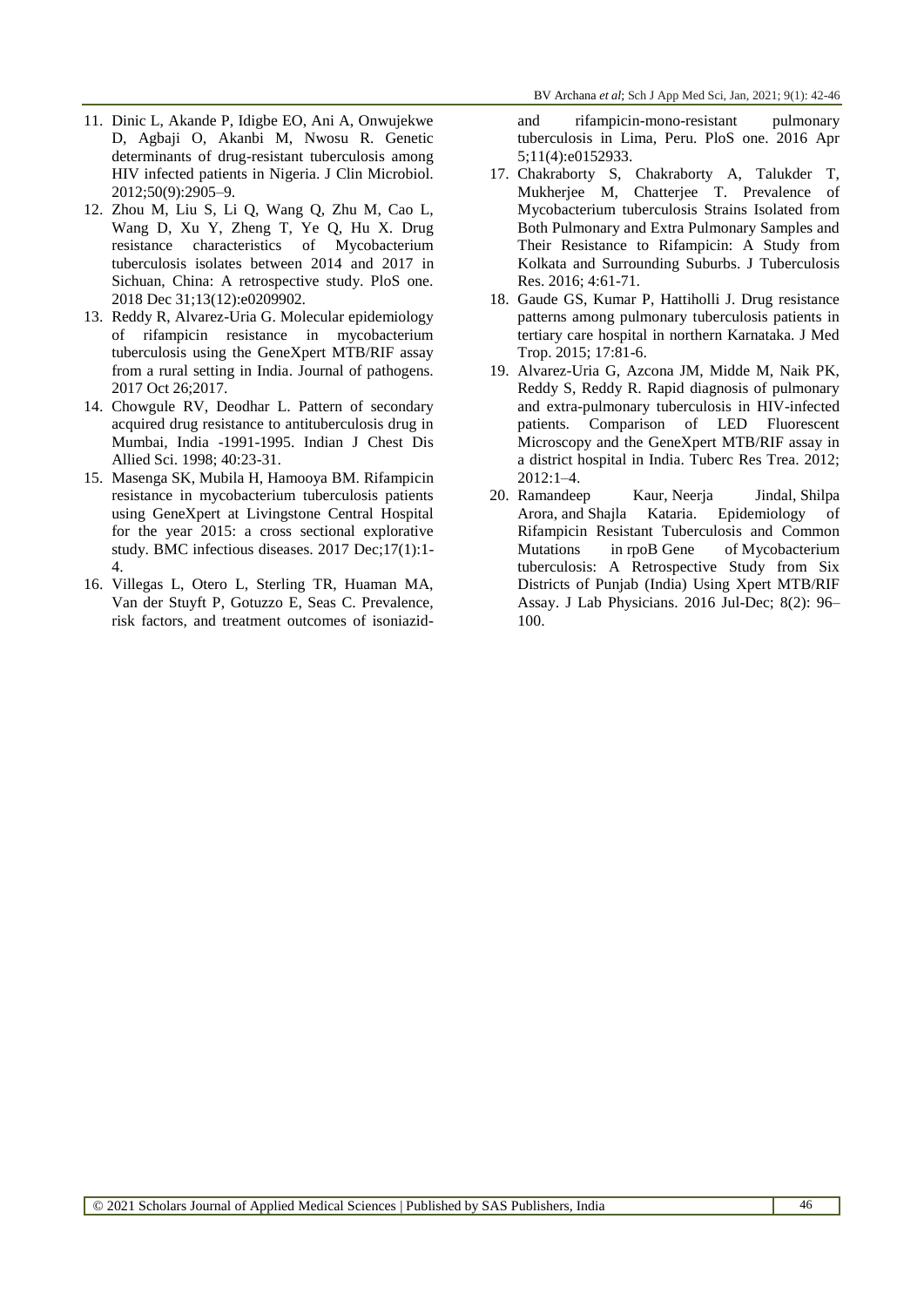11. Dinic L, Akande P, Idigbe EO, Ani A, Onwujekwe D, Agbaji O, Akanbi M, Nwosu R. Genetic determinants of drug-resistant tuberculosis among HIV infected patients in Nigeria. J Clin Microbiol. 2012;50(9):2905–9.
12. Zhou M, Liu S, Li Q, Wang Q, Zhu M, Cao L, Wang D, Xu Y, Zheng T, Ye Q, Hu X. Drug resistance characteristics of Mycobacterium tuberculosis isolates between 2014 and 2017 in Sichuan, China: A retrospective study. PloS one. 2018 Dec 31;13(12):e0209902.
13. Reddy R, Alvarez-Uria G. Molecular epidemiology of rifampicin resistance in mycobacterium tuberculosis using the GeneXpert MTB/RIF assay from a rural setting in India. Journal of pathogens. 2017 Oct 26;2017.
14. Chowgule RV, Deodhar L. Pattern of secondary acquired drug resistance to antituberculosis drug in Mumbai, India -1991-1995. Indian J Chest Dis Allied Sci. 1998; 40:23-31.
15. Masenga SK, Mubila H, Hamooya BM. Rifampicin resistance in mycobacterium tuberculosis patients using GeneXpert at Livingstone Central Hospital for the year 2015: a cross sectional explorative study. BMC infectious diseases. 2017 Dec;17(1):1-4.
16. Villegas L, Otero L, Sterling TR, Huaman MA, Van der Stuyft P, Gotuzzo E, Seas C. Prevalence, risk factors, and treatment outcomes of isoniazid- and rifampicin-mono-resistant pulmonary tuberculosis in Lima, Peru. PloS one. 2016 Apr 5;11(4):e0152933.
17. Chakraborty S, Chakraborty A, Talukder T, Mukherjee M, Chatterjee T. Prevalence of Mycobacterium tuberculosis Strains Isolated from Both Pulmonary and Extra Pulmonary Samples and Their Resistance to Rifampicin: A Study from Kolkata and Surrounding Suburbs. J Tuberculosis Res. 2016; 4:61-71.
18. Gaude GS, Kumar P, Hattiholli J. Drug resistance patterns among pulmonary tuberculosis patients in tertiary care hospital in northern Karnataka. J Med Trop. 2015; 17:81-6.
19. Alvarez-Uria G, Azcona JM, Midde M, Naik PK, Reddy S, Reddy R. Rapid diagnosis of pulmonary and extra-pulmonary tuberculosis in HIV-infected patients. Comparison of LED Fluorescent Microscopy and the GeneXpert MTB/RIF assay in a district hospital in India. Tuberc Res Trea. 2012; 2012:1–4.
20. Ramandeep Kaur, Neerja Jindal, Shilpa Arora, and Shajla Kataria. Epidemiology of Rifampicin Resistant Tuberculosis and Common Mutations in rpoB Gene of Mycobacterium tuberculosis: A Retrospective Study from Six Districts of Punjab (India) Using Xpert MTB/RIF Assay. J Lab Physicians. 2016 Jul-Dec; 8(2): 96–100.